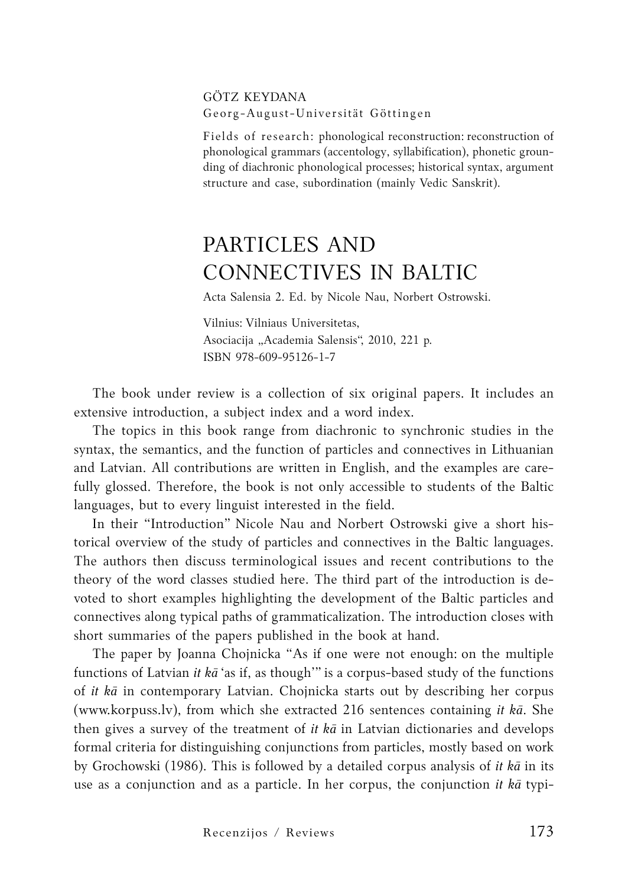GÖTZ KEYDANA
Georg-August-Universität Göttingen

Fields of research: phonological reconstruction: reconstruction of phonological grammars (accentology, syllabification), phonetic grounding of diachronic phonological processes; historical syntax, argument structure and case, subordination (mainly Vedic Sanskrit).

# PARTICLES AND CONNECTIVES IN BALTIC

Acta Salensia 2. Ed. by Nicole Nau, Norbert Ostrowski.

Vilnius: Vilniaus Universitetas,
Asociacija „Academia Salensis", 2010, 221 p.
ISBN 978-609-95126-1-7

The book under review is a collection of six original papers. It includes an extensive introduction, a subject index and a word index.

The topics in this book range from diachronic to synchronic studies in the syntax, the semantics, and the function of particles and connectives in Lithuanian and Latvian. All contributions are written in English, and the examples are carefully glossed. Therefore, the book is not only accessible to students of the Baltic languages, but to every linguist interested in the field.

In their "Introduction" Nicole Nau and Norbert Ostrowski give a short historical overview of the study of particles and connectives in the Baltic languages. The authors then discuss terminological issues and recent contributions to the theory of the word classes studied here. The third part of the introduction is devoted to short examples highlighting the development of the Baltic particles and connectives along typical paths of grammaticalization. The introduction closes with short summaries of the papers published in the book at hand.

The paper by Joanna Chojnicka "As if one were not enough: on the multiple functions of Latvian *it kā* 'as if, as though'" is a corpus-based study of the functions of *it kā* in contemporary Latvian. Chojnicka starts out by describing her corpus (www.korpuss.lv), from which she extracted 216 sentences containing *it kā*. She then gives a survey of the treatment of *it kā* in Latvian dictionaries and develops formal criteria for distinguishing conjunctions from particles, mostly based on work by Grochowski (1986). This is followed by a detailed corpus analysis of *it kā* in its use as a conjunction and as a particle. In her corpus, the conjunction *it kā* typi-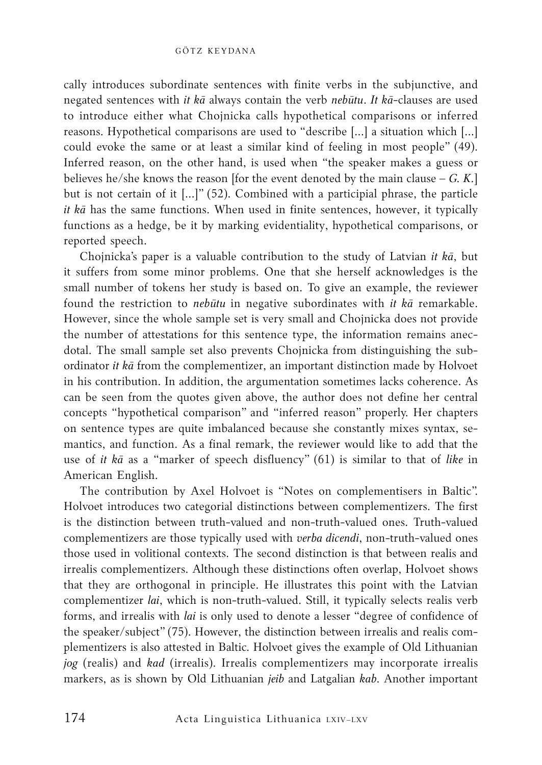cally introduces subordinate sentences with finite verbs in the subjunctive, and negated sentences with *it kā* always contain the verb *nebūtu*. *It kā*-clauses are used to introduce either what Chojnicka calls hypothetical comparisons or inferred reasons. Hypothetical comparisons are used to "describe [...] a situation which [...] could evoke the same or at least a similar kind of feeling in most people" (49). Inferred reason, on the other hand, is used when "the speaker makes a guess or believes he/she knows the reason [for the event denoted by the main clause – *G. K.*] but is not certain of it [...]" (52). Combined with a participial phrase, the particle *it kā* has the same functions. When used in finite sentences, however, it typically functions as a hedge, be it by marking evidentiality, hypothetical comparisons, or reported speech.

Chojnicka's paper is a valuable contribution to the study of Latvian *it kā*, but it suffers from some minor problems. One that she herself acknowledges is the small number of tokens her study is based on. To give an example, the reviewer found the restriction to *nebūtu* in negative subordinates with *it kā* remarkable. However, since the whole sample set is very small and Chojnicka does not provide the number of attestations for this sentence type, the information remains anecdotal. The small sample set also prevents Chojnicka from distinguishing the subordinator *it kā* from the complementizer, an important distinction made by Holvoet in his contribution. In addition, the argumentation sometimes lacks coherence. As can be seen from the quotes given above, the author does not define her central concepts "hypothetical comparison" and "inferred reason" properly. Her chapters on sentence types are quite imbalanced because she constantly mixes syntax, semantics, and function. As a final remark, the reviewer would like to add that the use of *it kā* as a "marker of speech disfluency" (61) is similar to that of *like* in American English.

The contribution by Axel Holvoet is "Notes on complementisers in Baltic". Holvoet introduces two categorial distinctions between complementizers. The first is the distinction between truth-valued and non-truth-valued ones. Truth-valued complementizers are those typically used with *verba dicendi*, non-truth-valued ones those used in volitional contexts. The second distinction is that between realis and irrealis complementizers. Although these distinctions often overlap, Holvoet shows that they are orthogonal in principle. He illustrates this point with the Latvian complementizer *lai*, which is non-truth-valued. Still, it typically selects realis verb forms, and irrealis with *lai* is only used to denote a lesser "degree of confidence of the speaker/subject" (75). However, the distinction between irrealis and realis complementizers is also attested in Baltic. Holvoet gives the example of Old Lithuanian *jog* (realis) and *kad* (irrealis). Irrealis complementizers may incorporate irrealis markers, as is shown by Old Lithuanian *jeib* and Latgalian *kab*. Another important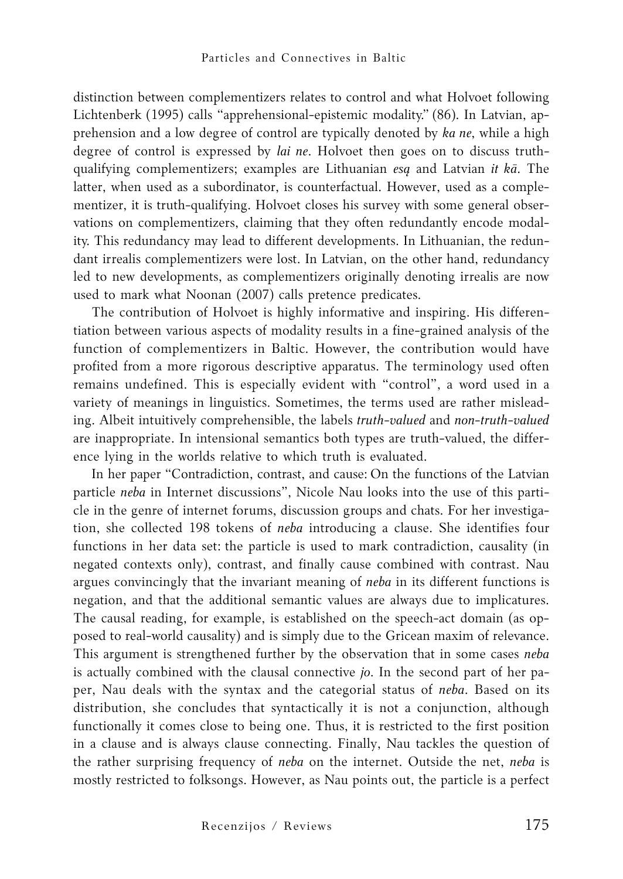distinction between complementizers relates to control and what Holvoet following Lichtenberk (1995) calls "apprehensional-epistemic modality." (86). In Latvian, apprehension and a low degree of control are typically denoted by *ka ne*, while a high degree of control is expressed by *lai ne*. Holvoet then goes on to discuss truth-qualifying complementizers; examples are Lithuanian *esą* and Latvian *it kā*. The latter, when used as a subordinator, is counterfactual. However, used as a complementizer, it is truth-qualifying. Holvoet closes his survey with some general observations on complementizers, claiming that they often redundantly encode modality. This redundancy may lead to different developments. In Lithuanian, the redundant irrealis complementizers were lost. In Latvian, on the other hand, redundancy led to new developments, as complementizers originally denoting irrealis are now used to mark what Noonan (2007) calls pretence predicates.

The contribution of Holvoet is highly informative and inspiring. His differentiation between various aspects of modality results in a fine-grained analysis of the function of complementizers in Baltic. However, the contribution would have profited from a more rigorous descriptive apparatus. The terminology used often remains undefined. This is especially evident with "control", a word used in a variety of meanings in linguistics. Sometimes, the terms used are rather misleading. Albeit intuitively comprehensible, the labels *truth-valued* and *non-truth-valued* are inappropriate. In intensional semantics both types are truth-valued, the difference lying in the worlds relative to which truth is evaluated.

In her paper "Contradiction, contrast, and cause: On the functions of the Latvian particle *neba* in Internet discussions", Nicole Nau looks into the use of this particle in the genre of internet forums, discussion groups and chats. For her investigation, she collected 198 tokens of *neba* introducing a clause. She identifies four functions in her data set: the particle is used to mark contradiction, causality (in negated contexts only), contrast, and finally cause combined with contrast. Nau argues convincingly that the invariant meaning of *neba* in its different functions is negation, and that the additional semantic values are always due to implicatures. The causal reading, for example, is established on the speech-act domain (as opposed to real-world causality) and is simply due to the Gricean maxim of relevance. This argument is strengthened further by the observation that in some cases *neba* is actually combined with the clausal connective *jo*. In the second part of her paper, Nau deals with the syntax and the categorial status of *neba*. Based on its distribution, she concludes that syntactically it is not a conjunction, although functionally it comes close to being one. Thus, it is restricted to the first position in a clause and is always clause connecting. Finally, Nau tackles the question of the rather surprising frequency of *neba* on the internet. Outside the net, *neba* is mostly restricted to folksongs. However, as Nau points out, the particle is a perfect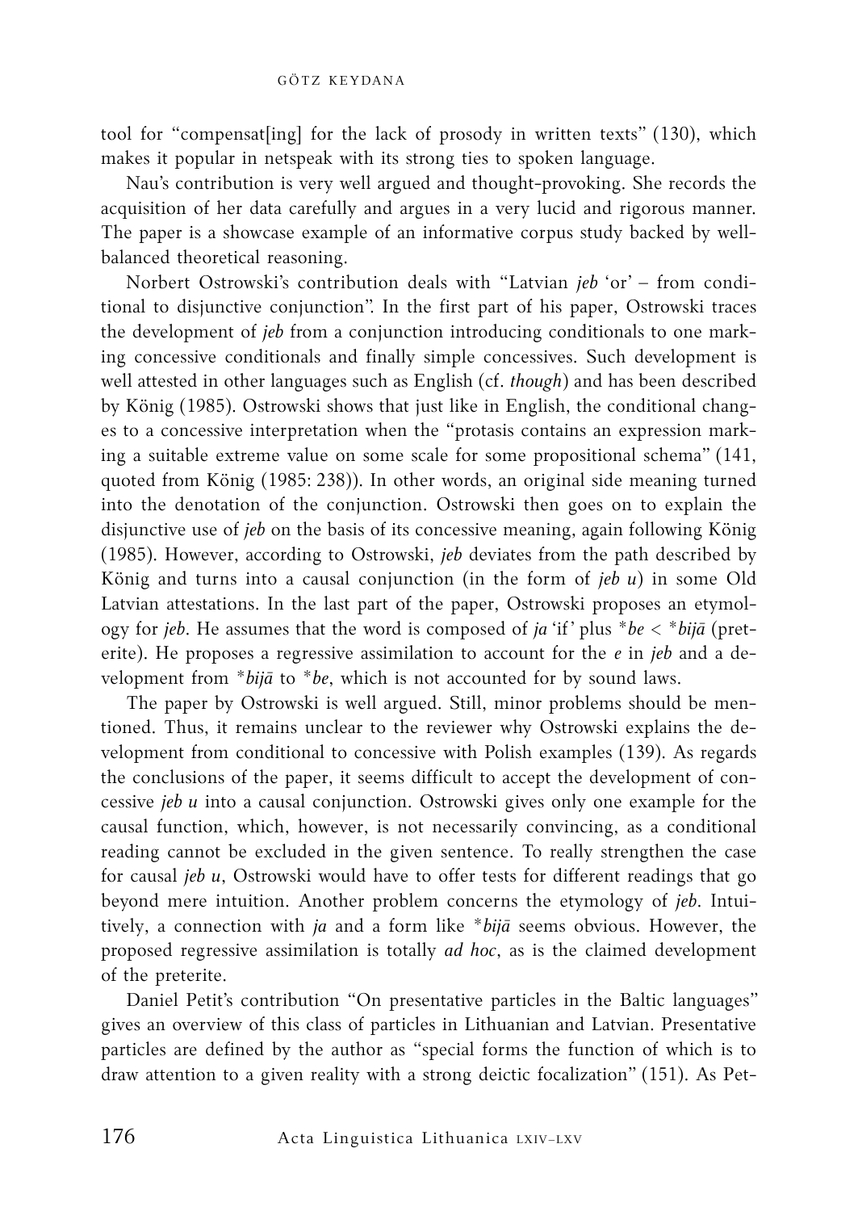tool for "compensat[ing] for the lack of prosody in written texts" (130), which makes it popular in netspeak with its strong ties to spoken language.

Nau's contribution is very well argued and thought-provoking. She records the acquisition of her data carefully and argues in a very lucid and rigorous manner. The paper is a showcase example of an informative corpus study backed by well-balanced theoretical reasoning.

Norbert Ostrowski's contribution deals with "Latvian *jeb* 'or' – from conditional to disjunctive conjunction". In the first part of his paper, Ostrowski traces the development of *jeb* from a conjunction introducing conditionals to one marking concessive conditionals and finally simple concessives. Such development is well attested in other languages such as English (cf. *though*) and has been described by König (1985). Ostrowski shows that just like in English, the conditional changes to a concessive interpretation when the "protasis contains an expression marking a suitable extreme value on some scale for some propositional schema" (141, quoted from König (1985: 238)). In other words, an original side meaning turned into the denotation of the conjunction. Ostrowski then goes on to explain the disjunctive use of *jeb* on the basis of its concessive meaning, again following König (1985). However, according to Ostrowski, *jeb* deviates from the path described by König and turns into a causal conjunction (in the form of *jeb u*) in some Old Latvian attestations. In the last part of the paper, Ostrowski proposes an etymology for *jeb*. He assumes that the word is composed of *ja* 'if' plus \**be* < \**bijā* (preterite). He proposes a regressive assimilation to account for the *e* in *jeb* and a development from \**bijā* to \**be*, which is not accounted for by sound laws.

The paper by Ostrowski is well argued. Still, minor problems should be mentioned. Thus, it remains unclear to the reviewer why Ostrowski explains the development from conditional to concessive with Polish examples (139). As regards the conclusions of the paper, it seems difficult to accept the development of concessive *jeb u* into a causal conjunction. Ostrowski gives only one example for the causal function, which, however, is not necessarily convincing, as a conditional reading cannot be excluded in the given sentence. To really strengthen the case for causal *jeb u*, Ostrowski would have to offer tests for different readings that go beyond mere intuition. Another problem concerns the etymology of *jeb*. Intuitively, a connection with *ja* and a form like \**bijā* seems obvious. However, the proposed regressive assimilation is totally *ad hoc*, as is the claimed development of the preterite.

Daniel Petit's contribution "On presentative particles in the Baltic languages" gives an overview of this class of particles in Lithuanian and Latvian. Presentative particles are defined by the author as "special forms the function of which is to draw attention to a given reality with a strong deictic focalization" (151). As Pet-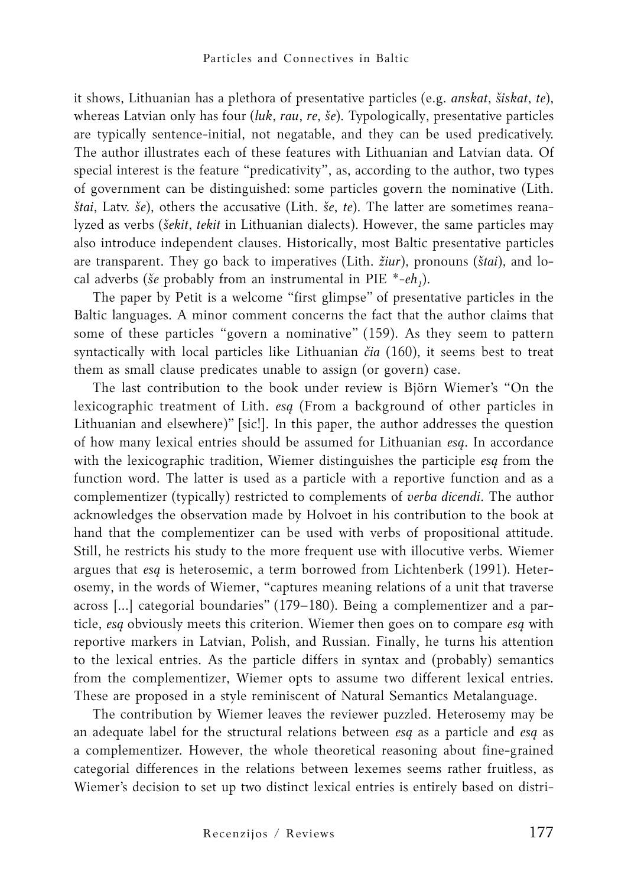it shows, Lithuanian has a plethora of presentative particles (e.g. *anskat*, *šiskat*, *te*), whereas Latvian only has four (*luk*, *rau*, *re*, *še*). Typologically, presentative particles are typically sentence-initial, not negatable, and they can be used predicatively. The author illustrates each of these features with Lithuanian and Latvian data. Of special interest is the feature "predicativity", as, according to the author, two types of government can be distinguished: some particles govern the nominative (Lith. *štai*, Latv. *še*), others the accusative (Lith. *še*, *te*). The latter are sometimes reanalyzed as verbs (*šekit*, *tekit* in Lithuanian dialects). However, the same particles may also introduce independent clauses. Historically, most Baltic presentative particles are transparent. They go back to imperatives (Lith. *žiur*), pronouns (*štai*), and local adverbs (*še* probably from an instrumental in PIE *-$eh_1$).

The paper by Petit is a welcome "first glimpse" of presentative particles in the Baltic languages. A minor comment concerns the fact that the author claims that some of these particles "govern a nominative" (159). As they seem to pattern syntactically with local particles like Lithuanian *čia* (160), it seems best to treat them as small clause predicates unable to assign (or govern) case.

The last contribution to the book under review is Björn Wiemer's "On the lexicographic treatment of Lith. *esą* (From a background of other particles in Lithuanian and elsewhere)" [sic!]. In this paper, the author addresses the question of how many lexical entries should be assumed for Lithuanian *esą*. In accordance with the lexicographic tradition, Wiemer distinguishes the participle *esą* from the function word. The latter is used as a particle with a reportive function and as a complementizer (typically) restricted to complements of *verba dicendi*. The author acknowledges the observation made by Holvoet in his contribution to the book at hand that the complementizer can be used with verbs of propositional attitude. Still, he restricts his study to the more frequent use with illocutive verbs. Wiemer argues that *esą* is heterosemic, a term borrowed from Lichtenberk (1991). Heterosemy, in the words of Wiemer, "captures meaning relations of a unit that traverse across [...] categorial boundaries" (179–180). Being a complementizer and a particle, *esą* obviously meets this criterion. Wiemer then goes on to compare *esą* with reportive markers in Latvian, Polish, and Russian. Finally, he turns his attention to the lexical entries. As the particle differs in syntax and (probably) semantics from the complementizer, Wiemer opts to assume two different lexical entries. These are proposed in a style reminiscent of Natural Semantics Metalanguage.

The contribution by Wiemer leaves the reviewer puzzled. Heterosemy may be an adequate label for the structural relations between *esą* as a particle and *esą* as a complementizer. However, the whole theoretical reasoning about fine-grained categorial differences in the relations between lexemes seems rather fruitless, as Wiemer's decision to set up two distinct lexical entries is entirely based on distri-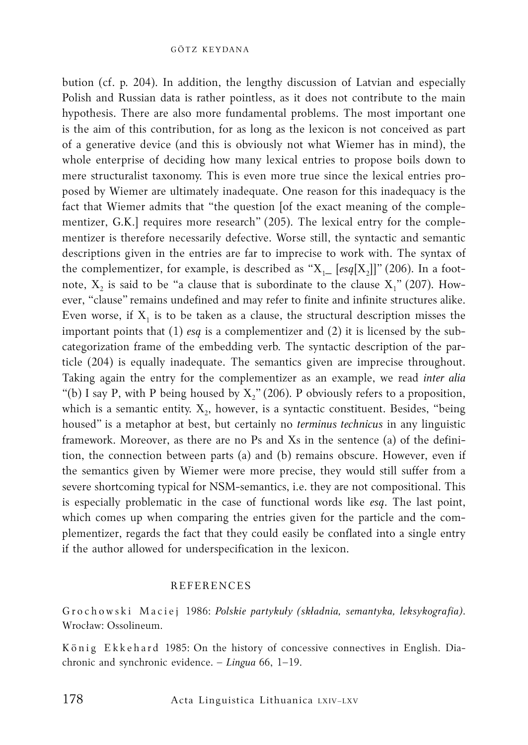bution (cf. p. 204). In addition, the lengthy discussion of Latvian and especially Polish and Russian data is rather pointless, as it does not contribute to the main hypothesis. There are also more fundamental problems. The most important one is the aim of this contribution, for as long as the lexicon is not conceived as part of a generative device (and this is obviously not what Wiemer has in mind), the whole enterprise of deciding how many lexical entries to propose boils down to mere structuralist taxonomy. This is even more true since the lexical entries proposed by Wiemer are ultimately inadequate. One reason for this inadequacy is the fact that Wiemer admits that "the question [of the exact meaning of the complementizer, G.K.] requires more research" (205). The lexical entry for the complementizer is therefore necessarily defective. Worse still, the syntactic and semantic descriptions given in the entries are far to imprecise to work with. The syntax of the complementizer, for example, is described as "$X_1$_ [*esą*[$X_2$]]" (206). In a footnote, $X_2$ is said to be "a clause that is subordinate to the clause $X_1$" (207). However, "clause" remains undefined and may refer to finite and infinite structures alike. Even worse, if $X_1$ is to be taken as a clause, the structural description misses the important points that (1) *esą* is a complementizer and (2) it is licensed by the subcategorization frame of the embedding verb. The syntactic description of the particle (204) is equally inadequate. The semantics given are imprecise throughout. Taking again the entry for the complementizer as an example, we read *inter alia* "(b) I say P, with P being housed by $X_2$" (206). P obviously refers to a proposition, which is a semantic entity. $X_2$, however, is a syntactic constituent. Besides, "being housed" is a metaphor at best, but certainly no *terminus technicus* in any linguistic framework. Moreover, as there are no Ps and Xs in the sentence (a) of the definition, the connection between parts (a) and (b) remains obscure. However, even if the semantics given by Wiemer were more precise, they would still suffer from a severe shortcoming typical for NSM-semantics, i.e. they are not compositional. This is especially problematic in the case of functional words like *esą*. The last point, which comes up when comparing the entries given for the particle and the complementizer, regards the fact that they could easily be conflated into a single entry if the author allowed for underspecification in the lexicon.

## REFERENCES

Grochowski Maciej 1986: *Polskie partykuły (składnia, semantyka, leksykografia)*. Wrocław: Ossolineum.

König Ekkehard 1985: On the history of concessive connectives in English. Diachronic and synchronic evidence. – *Lingua* 66, 1–19.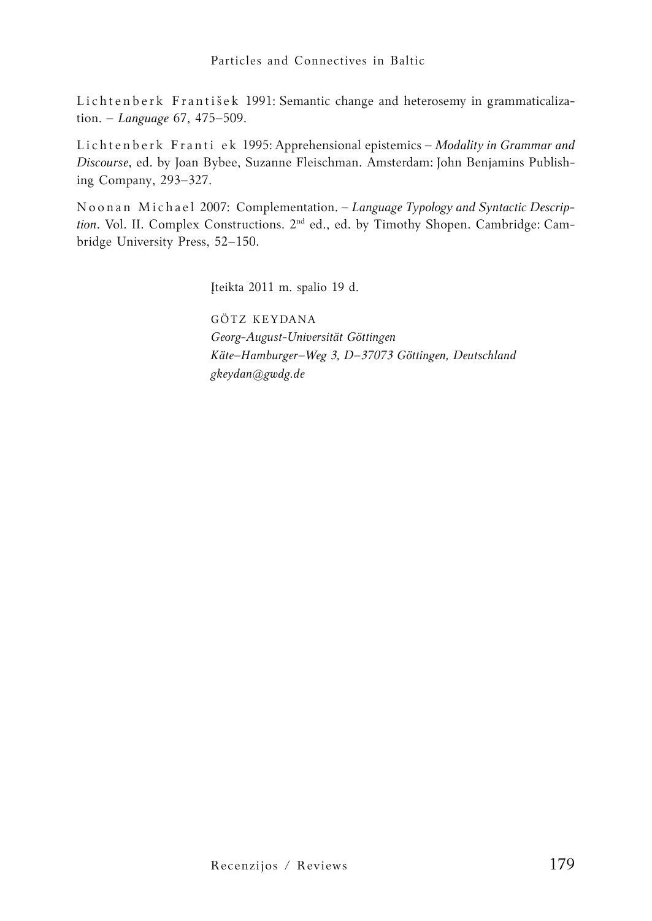Lichtenberk František 1991: Semantic change and heterosemy in grammaticalization. – *Language* 67, 475–509.

Lichtenberk Franti ek 1995: Apprehensional epistemics – *Modality in Grammar and Discourse*, ed. by Joan Bybee, Suzanne Fleischman. Amsterdam: John Benjamins Publishing Company, 293–327.

Noonan Michael 2007: Complementation. – *Language Typology and Syntactic Description*. Vol. II. Complex Constructions. 2nd ed., ed. by Timothy Shopen. Cambridge: Cambridge University Press, 52–150.

Įteikta 2011 m. spalio 19 d.

GÖTZ KEYDANA  
*Georg-August-Universität Göttingen*  
*Käte–Hamburger–Weg 3, D–37073 Göttingen, Deutschland*  
*gkeydan@gwdg.de*